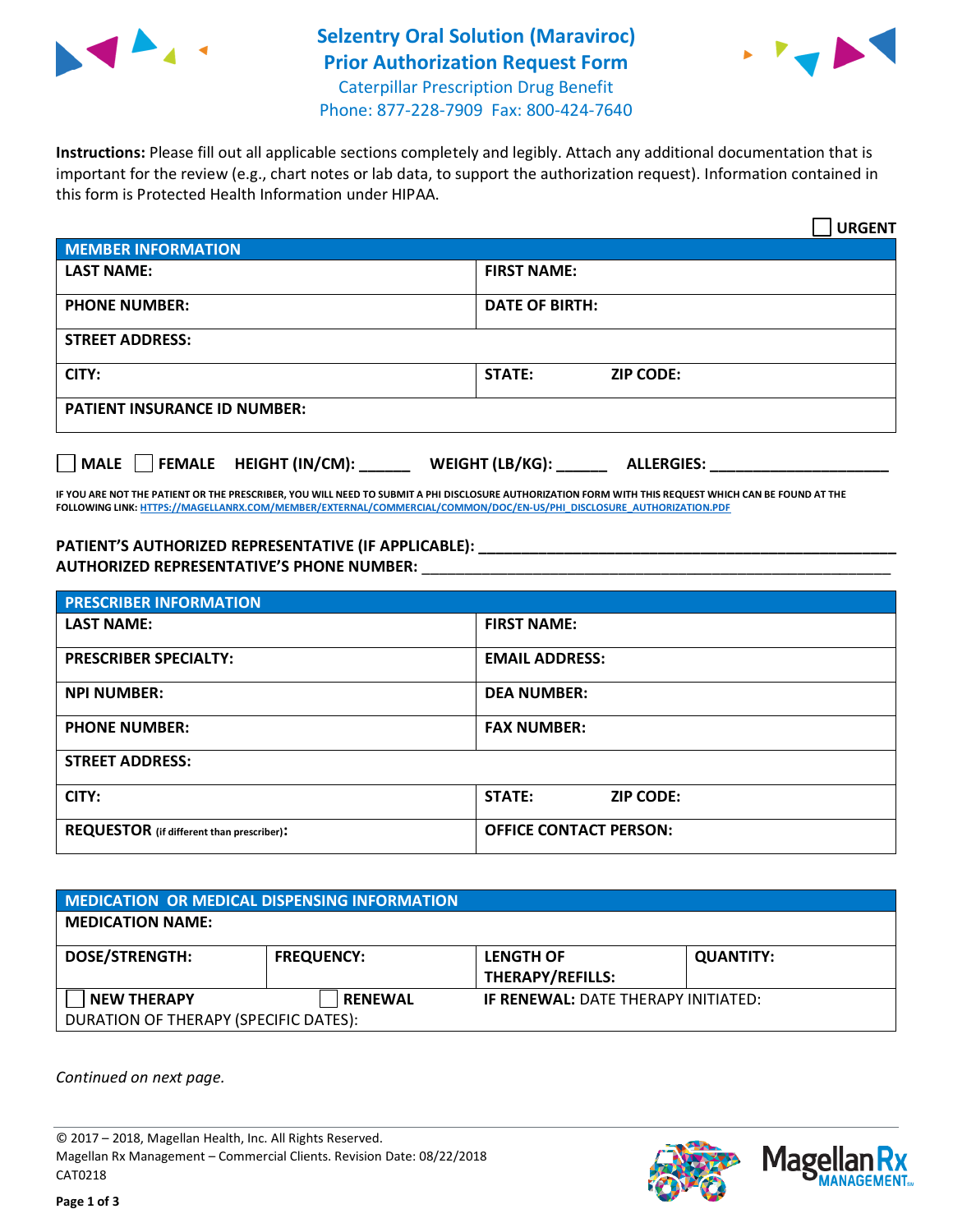# Selzentry Oral Solution (Maraviroc) Prior Authorization Request Form

Caterpillar Prescription Drug Benefit
Phone: 877-228-7909 Fax: 800-424-7640

**Instructions:** Please fill out all applicable sections completely and legibly. Attach any additional documentation that is important for the review (e.g., chart notes or lab data, to support the authorization request). Information contained in this form is Protected Health Information under HIPAA.

☐ **URGENT**

| MEMBER INFORMATION | |
|---|---|
| **LAST NAME:** | **FIRST NAME:** |
| **PHONE NUMBER:** | **DATE OF BIRTH:** |
| **STREET ADDRESS:** | |
| **CITY:** | **STATE:** **ZIP CODE:** |
| **PATIENT INSURANCE ID NUMBER:** | |

☐ **MALE** ☐ **FEMALE** **HEIGHT (IN/CM):** ______ **WEIGHT (LB/KG):** ______ **ALLERGIES:** ____________________

**IF YOU ARE NOT THE PATIENT OR THE PRESCRIBER, YOU WILL NEED TO SUBMIT A PHI DISCLOSURE AUTHORIZATION FORM WITH THIS REQUEST WHICH CAN BE FOUND AT THE FOLLOWING LINK: HTTPS://MAGELLANRX.COM/MEMBER/EXTERNAL/COMMERCIAL/COMMON/DOC/EN-US/PHI_DISCLOSURE_AUTHORIZATION.PDF**

**PATIENT'S AUTHORIZED REPRESENTATIVE (IF APPLICABLE):** ____________________
**AUTHORIZED REPRESENTATIVE'S PHONE NUMBER:** ____________________

| PRESCRIBER INFORMATION | |
|---|---|
| **LAST NAME:** | **FIRST NAME:** |
| **PRESCRIBER SPECIALTY:** | **EMAIL ADDRESS:** |
| **NPI NUMBER:** | **DEA NUMBER:** |
| **PHONE NUMBER:** | **FAX NUMBER:** |
| **STREET ADDRESS:** | |
| **CITY:** | **STATE:** **ZIP CODE:** |
| **REQUESTOR** (if different than prescriber)**:** | **OFFICE CONTACT PERSON:** |

| MEDICATION OR MEDICAL DISPENSING INFORMATION | | | |
|---|---|---|---|
| **MEDICATION NAME:** | | | |
| **DOSE/STRENGTH:** | **FREQUENCY:** | **LENGTH OF THERAPY/REFILLS:** | **QUANTITY:** |
| ☐ **NEW THERAPY** | ☐ **RENEWAL** | **IF RENEWAL:** DATE THERAPY INITIATED: | |
| DURATION OF THERAPY (SPECIFIC DATES): | | | |

*Continued on next page.*

© 2017 – 2018, Magellan Health, Inc. All Rights Reserved.
Magellan Rx Management – Commercial Clients. Revision Date: 08/22/2018
CAT0218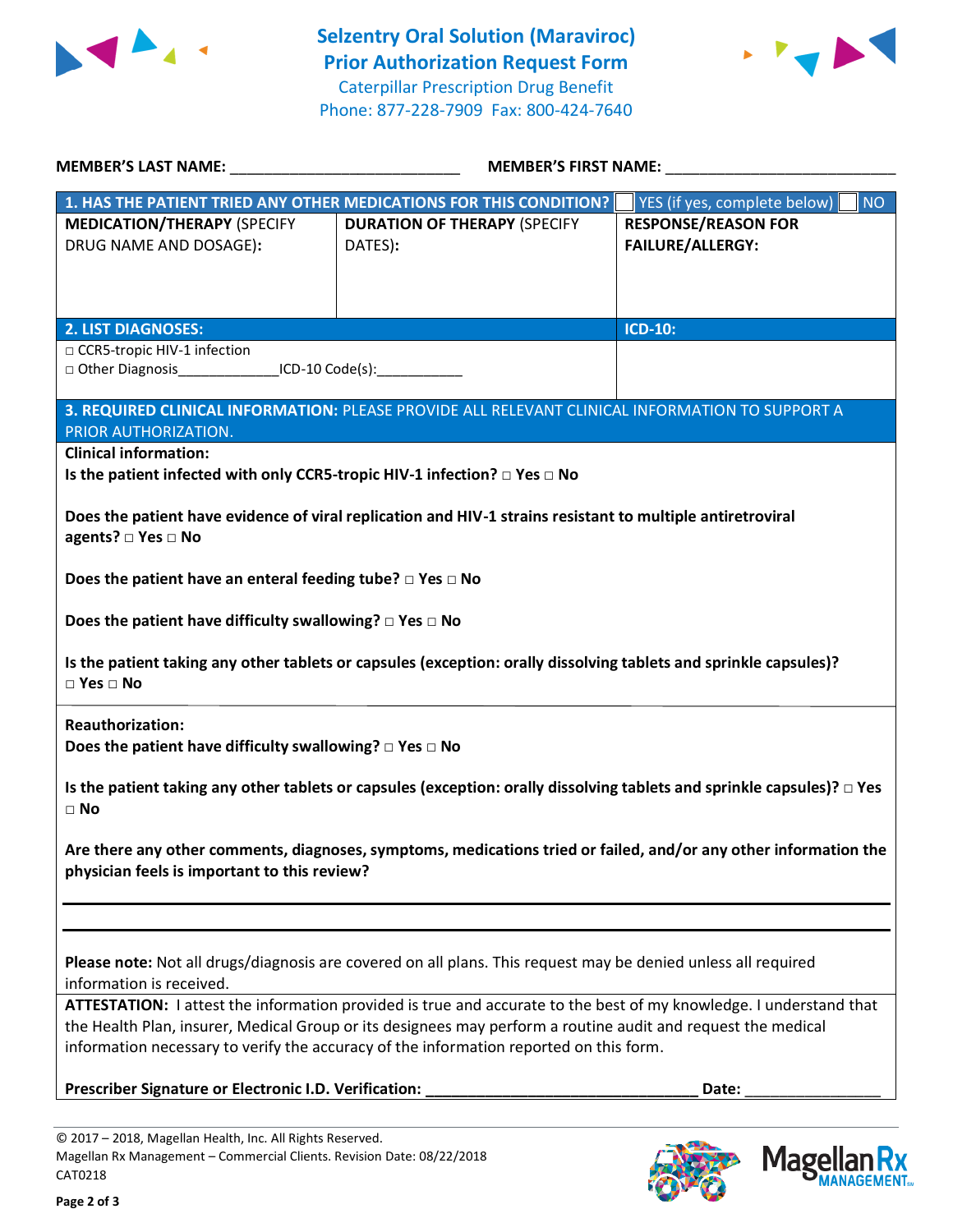# Selzentry Oral Solution (Maraviroc) Prior Authorization Request Form

Caterpillar Prescription Drug Benefit
Phone: 877-228-7909 Fax: 800-424-7640

**MEMBER'S LAST NAME:** ___________________________ **MEMBER'S FIRST NAME:** ___________________________

| **1. HAS THE PATIENT TRIED ANY OTHER MEDICATIONS FOR THIS CONDITION?** | | ☐ YES (if yes, complete below) ☐ NO |
|---|---|---|
| **MEDICATION/THERAPY** (SPECIFY DRUG NAME AND DOSAGE): | **DURATION OF THERAPY** (SPECIFY DATES): | **RESPONSE/REASON FOR FAILURE/ALLERGY:** |
| | | |

| **2. LIST DIAGNOSES:** | **ICD-10:** |
|---|---|
| □ CCR5-tropic HIV-1 infection<br>□ Other Diagnosis_____________ICD-10 Code(s):___________ | |

**3. REQUIRED CLINICAL INFORMATION:** PLEASE PROVIDE ALL RELEVANT CLINICAL INFORMATION TO SUPPORT A PRIOR AUTHORIZATION.

**Clinical information:**

**Is the patient infected with only CCR5-tropic HIV-1 infection? □ Yes □ No**

**Does the patient have evidence of viral replication and HIV-1 strains resistant to multiple antiretroviral agents? □ Yes □ No**

**Does the patient have an enteral feeding tube? □ Yes □ No**

**Does the patient have difficulty swallowing? □ Yes □ No**

**Is the patient taking any other tablets or capsules (exception: orally dissolving tablets and sprinkle capsules)? □ Yes □ No**

**Reauthorization:**

**Does the patient have difficulty swallowing? □ Yes □ No**

**Is the patient taking any other tablets or capsules (exception: orally dissolving tablets and sprinkle capsules)? □ Yes □ No**

**Are there any other comments, diagnoses, symptoms, medications tried or failed, and/or any other information the physician feels is important to this review?**

_______________________________________________________________________________

_______________________________________________________________________________

**Please note:** Not all drugs/diagnosis are covered on all plans. This request may be denied unless all required information is received.

**ATTESTATION:** I attest the information provided is true and accurate to the best of my knowledge. I understand that the Health Plan, insurer, Medical Group or its designees may perform a routine audit and request the medical information necessary to verify the accuracy of the information reported on this form.

**Prescriber Signature or Electronic I.D. Verification:** ________________________________ **Date:** ________________

© 2017 – 2018, Magellan Health, Inc. All Rights Reserved.
Magellan Rx Management – Commercial Clients. Revision Date: 08/22/2018
CAT0218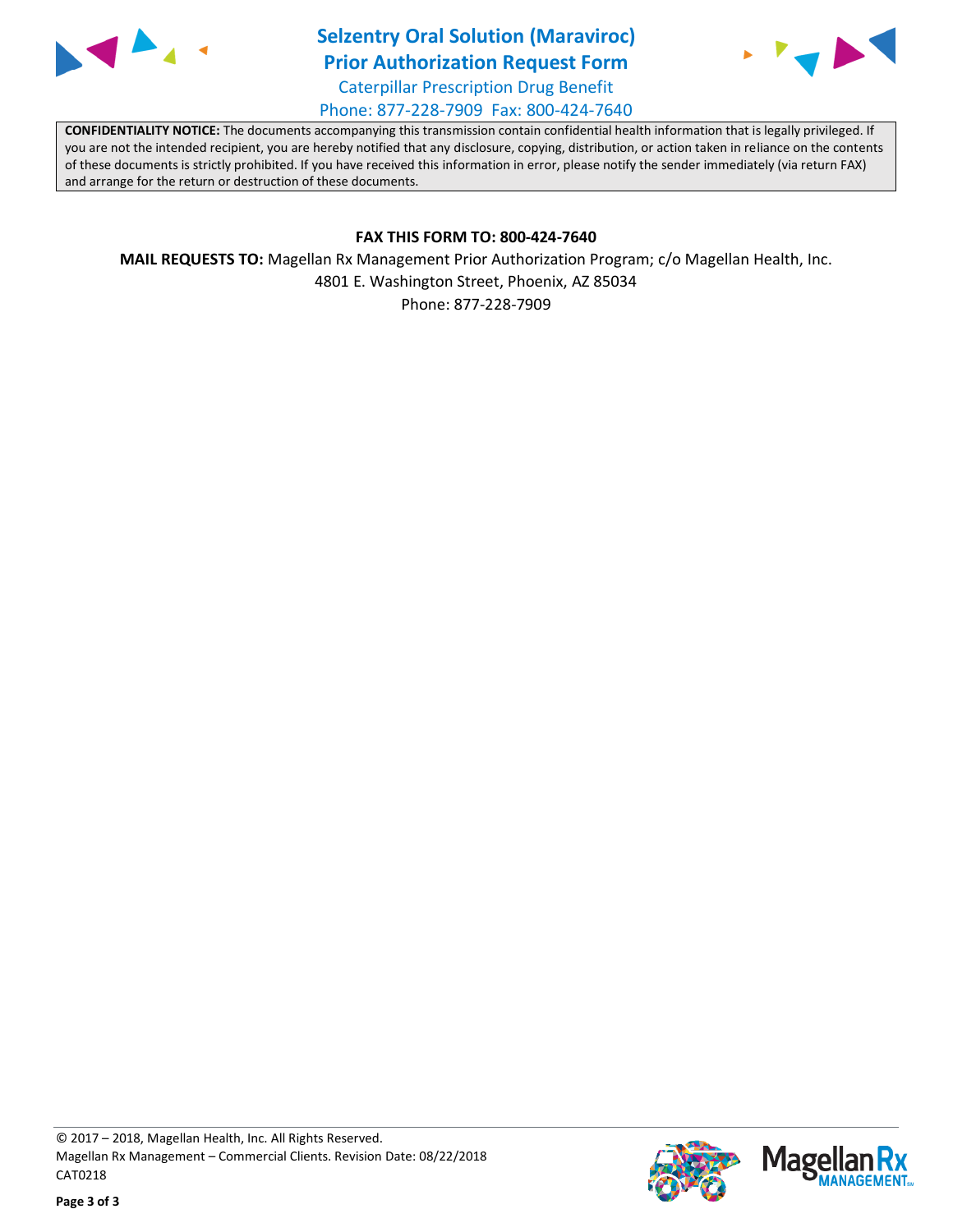# Selzentry Oral Solution (Maraviroc) Prior Authorization Request Form

Caterpillar Prescription Drug Benefit

Phone: 877-228-7909  Fax: 800-424-7640

**CONFIDENTIALITY NOTICE:** The documents accompanying this transmission contain confidential health information that is legally privileged. If you are not the intended recipient, you are hereby notified that any disclosure, copying, distribution, or action taken in reliance on the contents of these documents is strictly prohibited. If you have received this information in error, please notify the sender immediately (via return FAX) and arrange for the return or destruction of these documents.

**FAX THIS FORM TO: 800-424-7640**

**MAIL REQUESTS TO:** Magellan Rx Management Prior Authorization Program; c/o Magellan Health, Inc.
4801 E. Washington Street, Phoenix, AZ 85034
Phone: 877-228-7909

© 2017 – 2018, Magellan Health, Inc. All Rights Reserved.
Magellan Rx Management – Commercial Clients. Revision Date: 08/22/2018
CAT0218